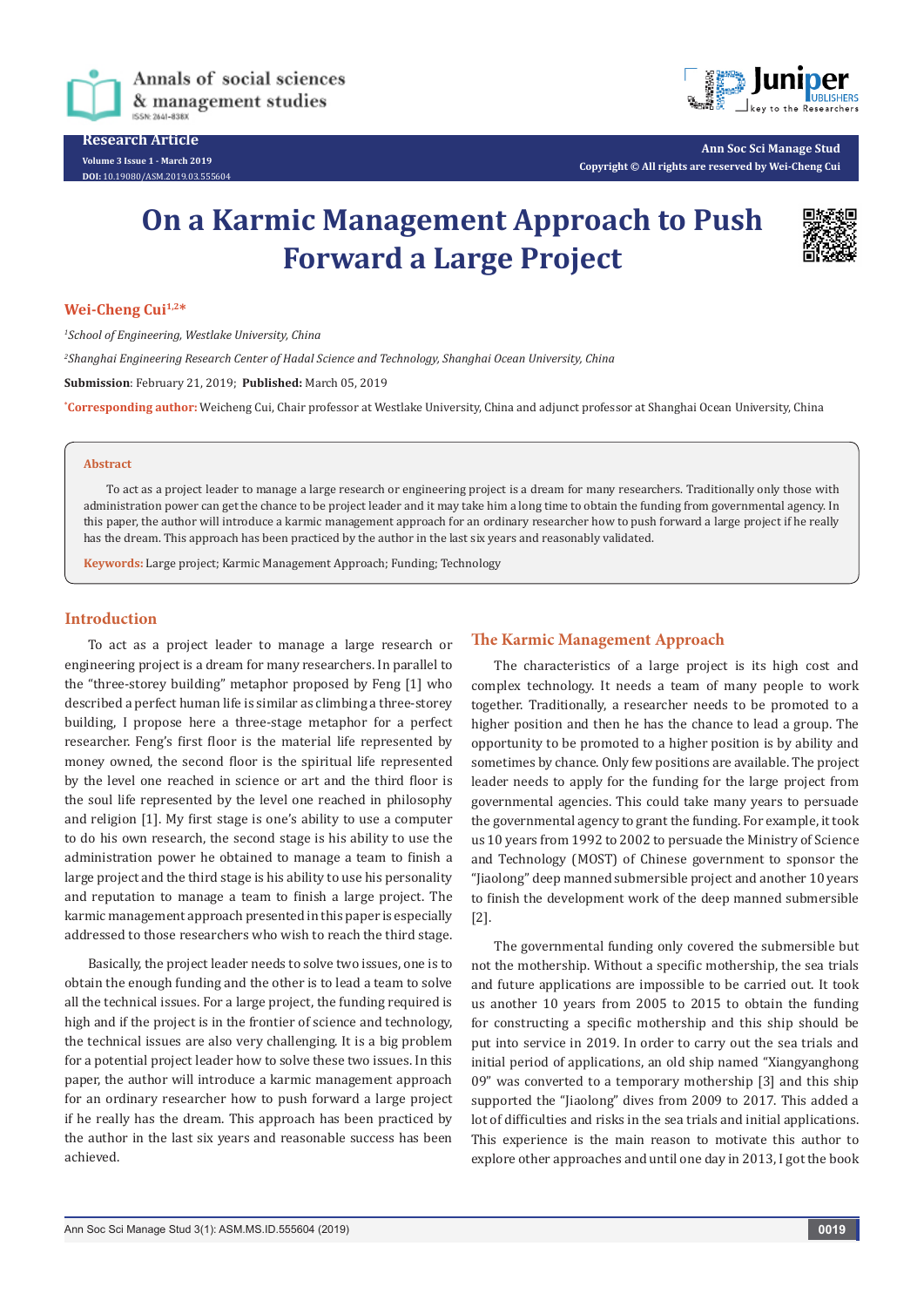Research Article

# On a Karmic Management Approach to Push Forward a Large Project

**Wei-Cheng Cui[1,2]***

[1] *School of Engineering, Westlake University, China*

[2] *Shanghai Engineering Research Center of Hadal Science and Technology, Shanghai Ocean University, China*

**Submission**: February 21, 2019; **Published:** March 05, 2019

***Corresponding author:** Weicheng Cui, Chair professor at Westlake University, China and adjunct professor at Shanghai Ocean University, China

## Abstract

To act as a project leader to manage a large research or engineering project is a dream for many researchers. Traditionally only those with administration power can get the chance to be project leader and it may take him a long time to obtain the funding from governmental agency. In this paper, the author will introduce a karmic management approach for an ordinary researcher how to push forward a large project if he really has the dream. This approach has been practiced by the author in the last six years and reasonably validated.

**Keywords:** Large project; Karmic Management Approach; Funding; Technology

## Introduction

To act as a project leader to manage a large research or engineering project is a dream for many researchers. In parallel to the "three-storey building" metaphor proposed by Feng [1] who described a perfect human life is similar as climbing a three-storey building, I propose here a three-stage metaphor for a perfect researcher. Feng's first floor is the material life represented by money owned, the second floor is the spiritual life represented by the level one reached in science or art and the third floor is the soul life represented by the level one reached in philosophy and religion [1]. My first stage is one's ability to use a computer to do his own research, the second stage is his ability to use the administration power he obtained to manage a team to finish a large project and the third stage is his ability to use his personality and reputation to manage a team to finish a large project. The karmic management approach presented in this paper is especially addressed to those researchers who wish to reach the third stage.

Basically, the project leader needs to solve two issues, one is to obtain the enough funding and the other is to lead a team to solve all the technical issues. For a large project, the funding required is high and if the project is in the frontier of science and technology, the technical issues are also very challenging. It is a big problem for a potential project leader how to solve these two issues. In this paper, the author will introduce a karmic management approach for an ordinary researcher how to push forward a large project if he really has the dream. This approach has been practiced by the author in the last six years and reasonable success has been achieved.

## The Karmic Management Approach

The characteristics of a large project is its high cost and complex technology. It needs a team of many people to work together. Traditionally, a researcher needs to be promoted to a higher position and then he has the chance to lead a group. The opportunity to be promoted to a higher position is by ability and sometimes by chance. Only few positions are available. The project leader needs to apply for the funding for the large project from governmental agencies. This could take many years to persuade the governmental agency to grant the funding. For example, it took us 10 years from 1992 to 2002 to persuade the Ministry of Science and Technology (MOST) of Chinese government to sponsor the "Jiaolong" deep manned submersible project and another 10 years to finish the development work of the deep manned submersible [2].

The governmental funding only covered the submersible but not the mothership. Without a specific mothership, the sea trials and future applications are impossible to be carried out. It took us another 10 years from 2005 to 2015 to obtain the funding for constructing a specific mothership and this ship should be put into service in 2019. In order to carry out the sea trials and initial period of applications, an old ship named "Xiangyanghong 09" was converted to a temporary mothership [3] and this ship supported the "Jiaolong" dives from 2009 to 2017. This added a lot of difficulties and risks in the sea trials and initial applications. This experience is the main reason to motivate this author to explore other approaches and until one day in 2013, I got the book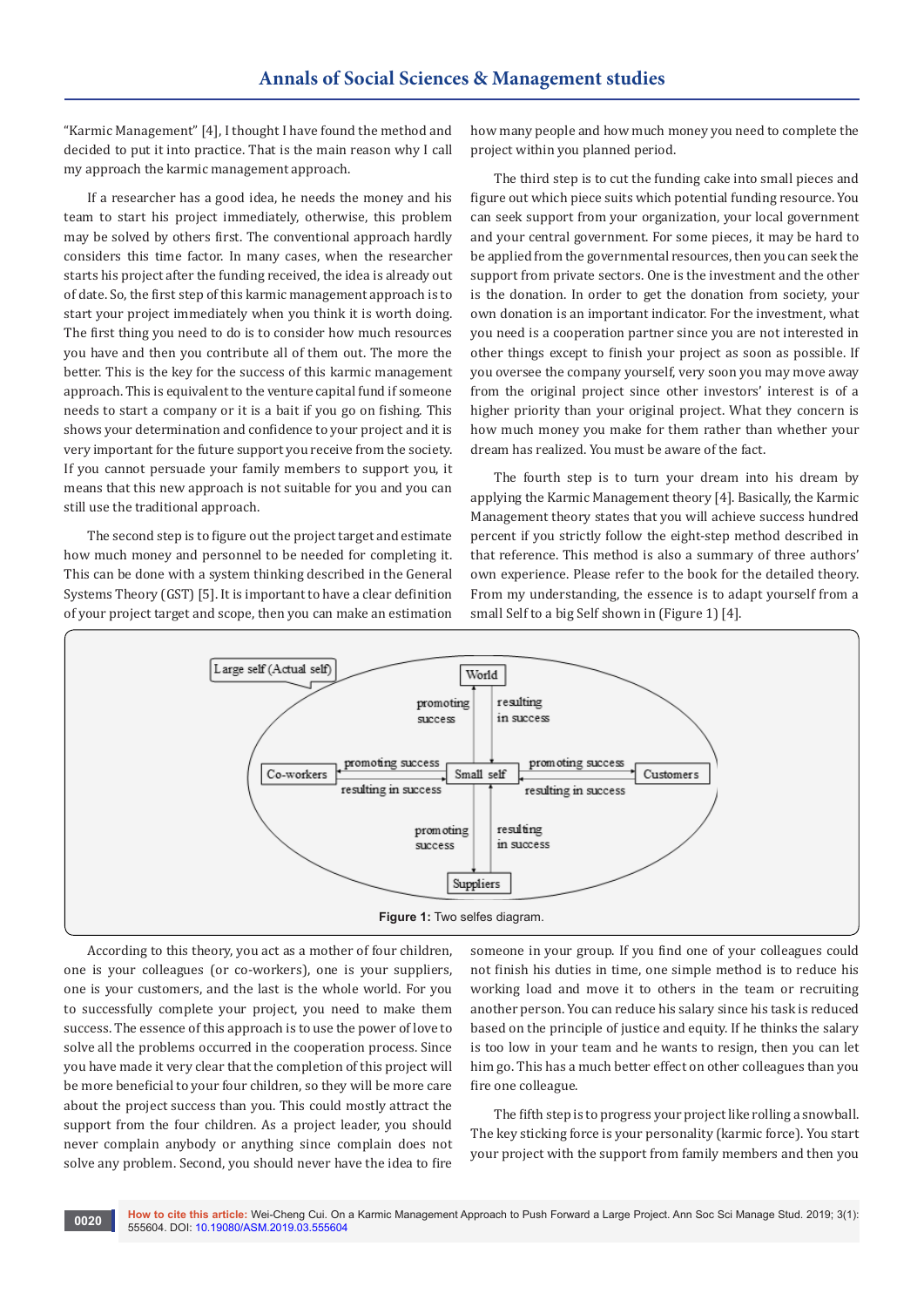"Karmic Management" [4], I thought I have found the method and decided to put it into practice. That is the main reason why I call my approach the karmic management approach.

If a researcher has a good idea, he needs the money and his team to start his project immediately, otherwise, this problem may be solved by others first. The conventional approach hardly considers this time factor. In many cases, when the researcher starts his project after the funding received, the idea is already out of date. So, the first step of this karmic management approach is to start your project immediately when you think it is worth doing. The first thing you need to do is to consider how much resources you have and then you contribute all of them out. The more the better. This is the key for the success of this karmic management approach. This is equivalent to the venture capital fund if someone needs to start a company or it is a bait if you go on fishing. This shows your determination and confidence to your project and it is very important for the future support you receive from the society. If you cannot persuade your family members to support you, it means that this new approach is not suitable for you and you can still use the traditional approach.

The second step is to figure out the project target and estimate how much money and personnel to be needed for completing it. This can be done with a system thinking described in the General Systems Theory (GST) [5]. It is important to have a clear definition of your project target and scope, then you can make an estimation how many people and how much money you need to complete the project within you planned period.

The third step is to cut the funding cake into small pieces and figure out which piece suits which potential funding resource. You can seek support from your organization, your local government and your central government. For some pieces, it may be hard to be applied from the governmental resources, then you can seek the support from private sectors. One is the investment and the other is the donation. In order to get the donation from society, your own donation is an important indicator. For the investment, what you need is a cooperation partner since you are not interested in other things except to finish your project as soon as possible. If you oversee the company yourself, very soon you may move away from the original project since other investors' interest is of a higher priority than your original project. What they concern is how much money you make for them rather than whether your dream has realized. You must be aware of the fact.

The fourth step is to turn your dream into his dream by applying the Karmic Management theory [4]. Basically, the Karmic Management theory states that you will achieve success hundred percent if you strictly follow the eight-step method described in that reference. This method is also a summary of three authors' own experience. Please refer to the book for the detailed theory. From my understanding, the essence is to adapt yourself from a small Self to a big Self shown in (Figure 1) [4].

**Figure 1:** Two selfes diagram.

According to this theory, you act as a mother of four children, one is your colleagues (or co-workers), one is your suppliers, one is your customers, and the last is the whole world. For you to successfully complete your project, you need to make them success. The essence of this approach is to use the power of love to solve all the problems occurred in the cooperation process. Since you have made it very clear that the completion of this project will be more beneficial to your four children, so they will be more care about the project success than you. This could mostly attract the support from the four children. As a project leader, you should never complain anybody or anything since complain does not solve any problem. Second, you should never have the idea to fire someone in your group. If you find one of your colleagues could not finish his duties in time, one simple method is to reduce his working load and move it to others in the team or recruiting another person. You can reduce his salary since his task is reduced based on the principle of justice and equity. If he thinks the salary is too low in your team and he wants to resign, then you can let him go. This has a much better effect on other colleagues than you fire one colleague.

The fifth step is to progress your project like rolling a snowball. The key sticking force is your personality (karmic force). You start your project with the support from family members and then you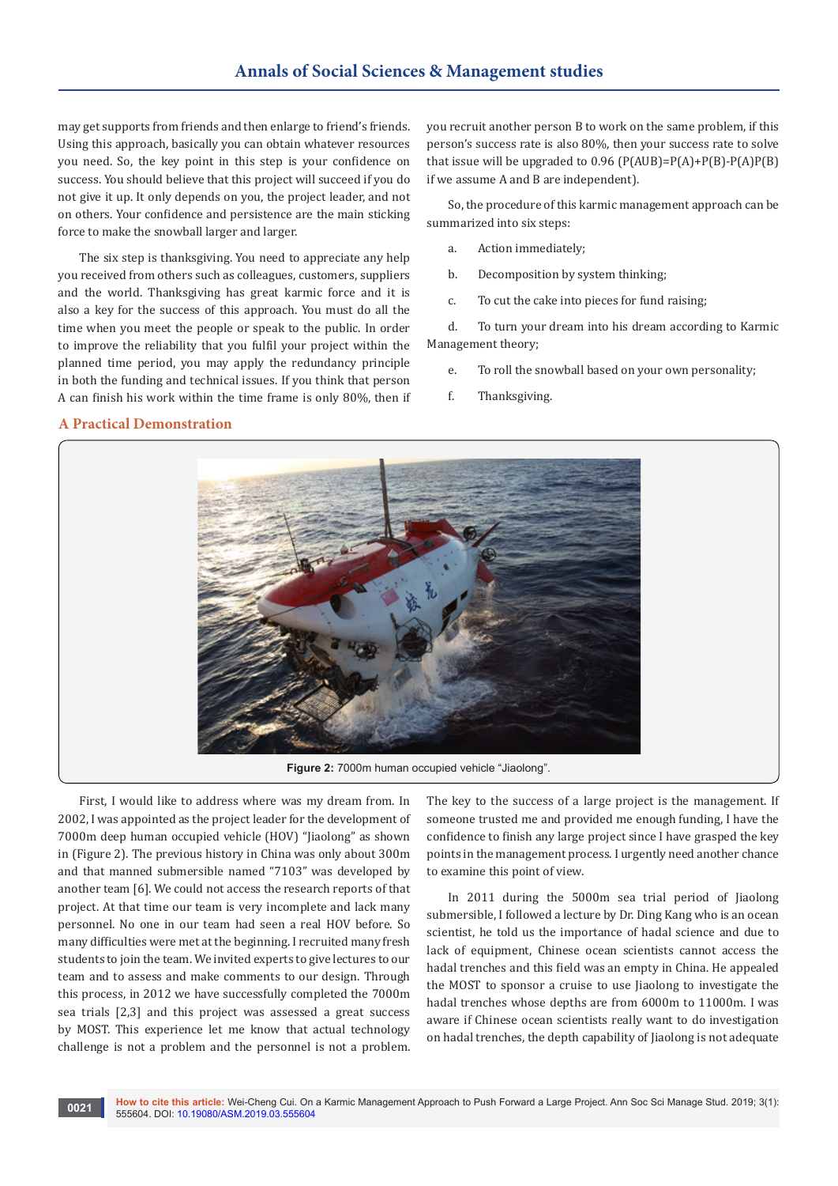may get supports from friends and then enlarge to friend's friends. Using this approach, basically you can obtain whatever resources you need. So, the key point in this step is your confidence on success. You should believe that this project will succeed if you do not give it up. It only depends on you, the project leader, and not on others. Your confidence and persistence are the main sticking force to make the snowball larger and larger.

The six step is thanksgiving. You need to appreciate any help you received from others such as colleagues, customers, suppliers and the world. Thanksgiving has great karmic force and it is also a key for the success of this approach. You must do all the time when you meet the people or speak to the public. In order to improve the reliability that you fulfil your project within the planned time period, you may apply the redundancy principle in both the funding and technical issues. If you think that person A can finish his work within the time frame is only 80%, then if you recruit another person B to work on the same problem, if this person's success rate is also 80%, then your success rate to solve that issue will be upgraded to 0.96 ($P(A \cup B)=P(A)+P(B)-P(A)P(B)$ if we assume A and B are independent).

So, the procedure of this karmic management approach can be summarized into six steps:

a. Action immediately;

b. Decomposition by system thinking;

c. To cut the cake into pieces for fund raising;

d. To turn your dream into his dream according to Karmic Management theory;

e. To roll the snowball based on your own personality;

f. Thanksgiving.

## A Practical Demonstration

**Figure 2:** 7000m human occupied vehicle "Jiaolong".

First, I would like to address where was my dream from. In 2002, I was appointed as the project leader for the development of 7000m deep human occupied vehicle (HOV) "Jiaolong" as shown in (Figure 2). The previous history in China was only about 300m and that manned submersible named "7103" was developed by another team [6]. We could not access the research reports of that project. At that time our team is very incomplete and lack many personnel. No one in our team had seen a real HOV before. So many difficulties were met at the beginning. I recruited many fresh students to join the team. We invited experts to give lectures to our team and to assess and make comments to our design. Through this process, in 2012 we have successfully completed the 7000m sea trials [2,3] and this project was assessed a great success by MOST. This experience let me know that actual technology challenge is not a problem and the personnel is not a problem. The key to the success of a large project is the management. If someone trusted me and provided me enough funding, I have the confidence to finish any large project since I have grasped the key points in the management process. I urgently need another chance to examine this point of view.

In 2011 during the 5000m sea trial period of Jiaolong submersible, I followed a lecture by Dr. Ding Kang who is an ocean scientist, he told us the importance of hadal science and due to lack of equipment, Chinese ocean scientists cannot access the hadal trenches and this field was an empty in China. He appealed the MOST to sponsor a cruise to use Jiaolong to investigate the hadal trenches whose depths are from 6000m to 11000m. I was aware if Chinese ocean scientists really want to do investigation on hadal trenches, the depth capability of Jiaolong is not adequate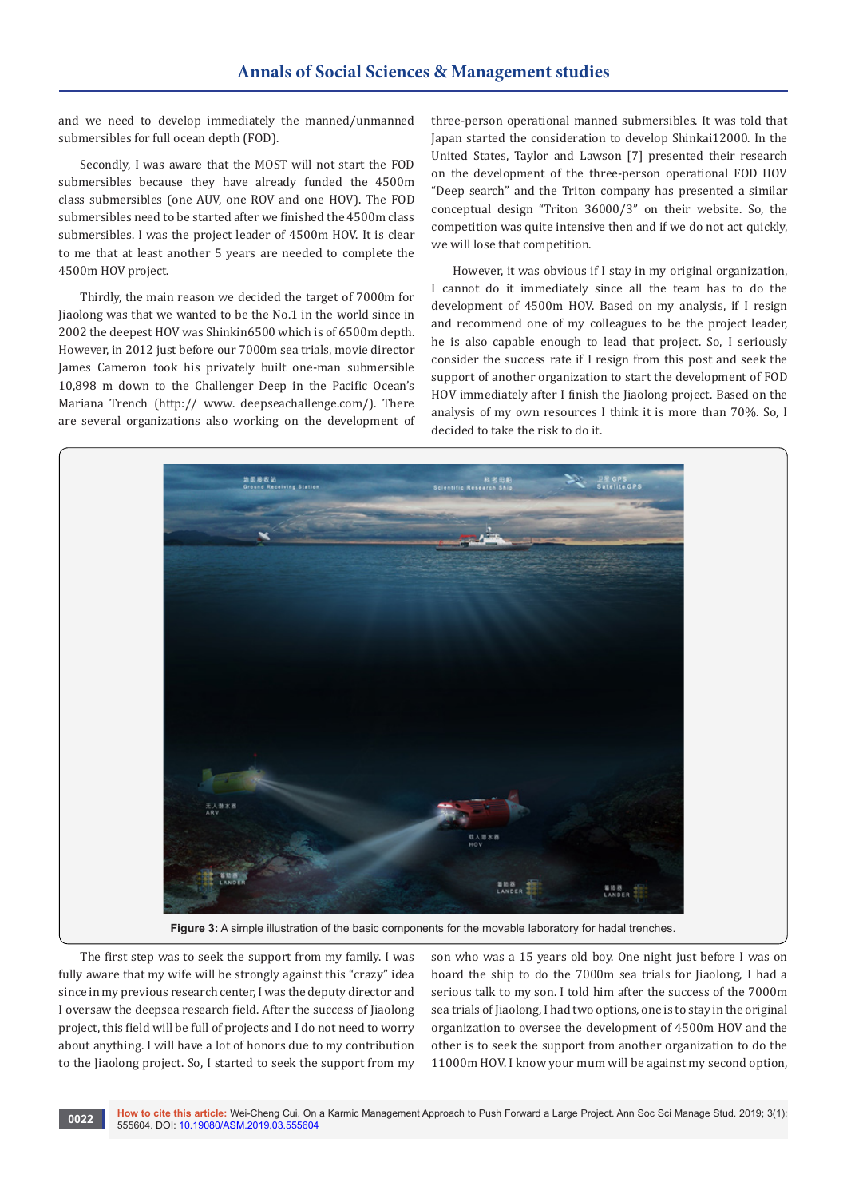and we need to develop immediately the manned/unmanned submersibles for full ocean depth (FOD).

Secondly, I was aware that the MOST will not start the FOD submersibles because they have already funded the 4500m class submersibles (one AUV, one ROV and one HOV). The FOD submersibles need to be started after we finished the 4500m class submersibles. I was the project leader of 4500m HOV. It is clear to me that at least another 5 years are needed to complete the 4500m HOV project.

Thirdly, the main reason we decided the target of 7000m for Jiaolong was that we wanted to be the No.1 in the world since in 2002 the deepest HOV was Shinkin6500 which is of 6500m depth. However, in 2012 just before our 7000m sea trials, movie director James Cameron took his privately built one-man submersible 10,898 m down to the Challenger Deep in the Pacific Ocean's Mariana Trench (http:// www. deepseachallenge.com/). There are several organizations also working on the development of three-person operational manned submersibles. It was told that Japan started the consideration to develop Shinkai12000. In the United States, Taylor and Lawson [7] presented their research on the development of the three-person operational FOD HOV "Deep search" and the Triton company has presented a similar conceptual design "Triton 36000/3" on their website. So, the competition was quite intensive then and if we do not act quickly, we will lose that competition.

However, it was obvious if I stay in my original organization, I cannot do it immediately since all the team has to do the development of 4500m HOV. Based on my analysis, if I resign and recommend one of my colleagues to be the project leader, he is also capable enough to lead that project. So, I seriously consider the success rate if I resign from this post and seek the support of another organization to start the development of FOD HOV immediately after I finish the Jiaolong project. Based on the analysis of my own resources I think it is more than 70%. So, I decided to take the risk to do it.

**Figure 3:** A simple illustration of the basic components for the movable laboratory for hadal trenches.

The first step was to seek the support from my family. I was fully aware that my wife will be strongly against this "crazy" idea since in my previous research center, I was the deputy director and I oversaw the deepsea research field. After the success of Jiaolong project, this field will be full of projects and I do not need to worry about anything. I will have a lot of honors due to my contribution to the Jiaolong project. So, I started to seek the support from my son who was a 15 years old boy. One night just before I was on board the ship to do the 7000m sea trials for Jiaolong, I had a serious talk to my son. I told him after the success of the 7000m sea trials of Jiaolong, I had two options, one is to stay in the original organization to oversee the development of 4500m HOV and the other is to seek the support from another organization to do the 11000m HOV. I know your mum will be against my second option,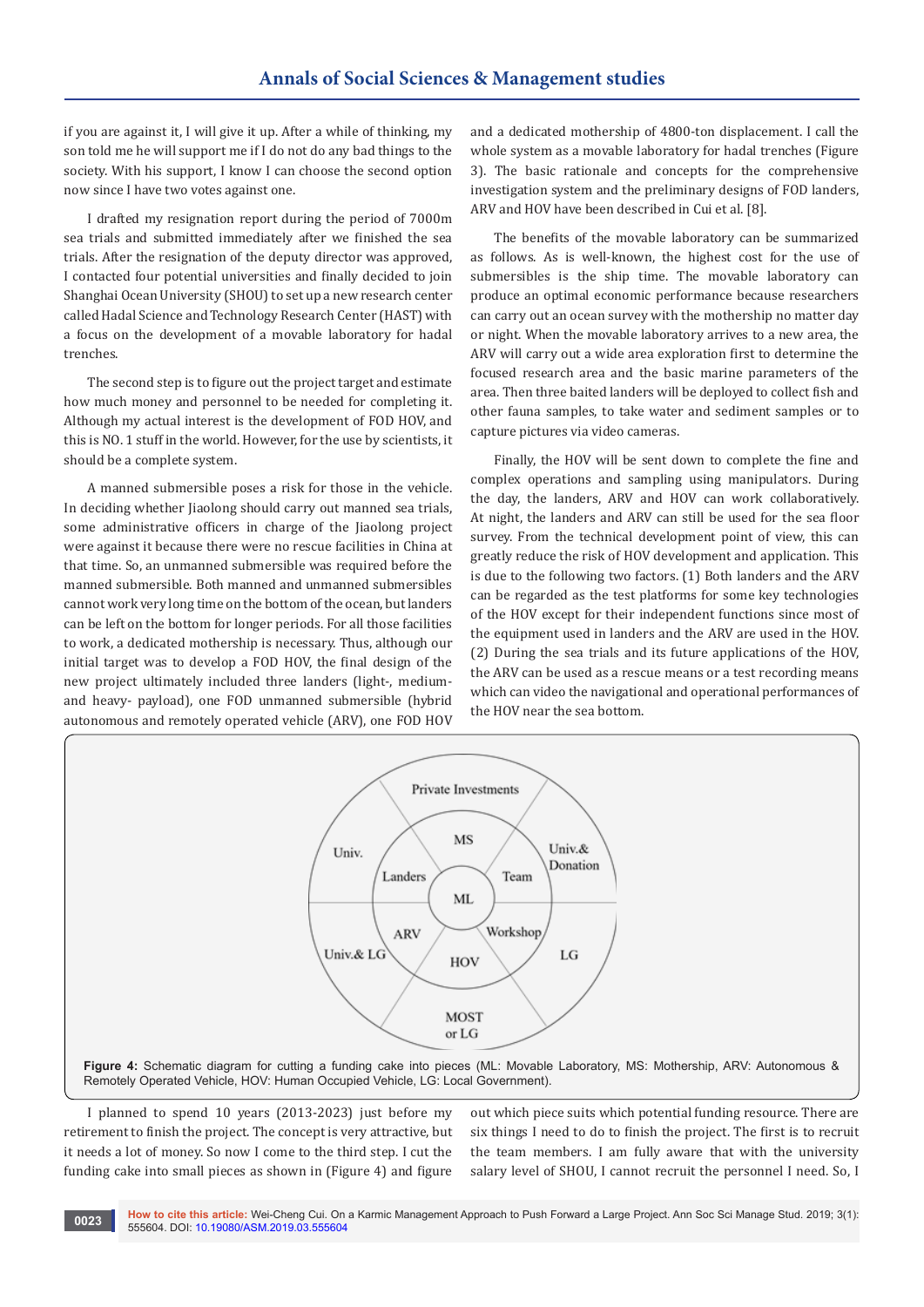if you are against it, I will give it up. After a while of thinking, my son told me he will support me if I do not do any bad things to the society. With his support, I know I can choose the second option now since I have two votes against one.

I drafted my resignation report during the period of 7000m sea trials and submitted immediately after we finished the sea trials. After the resignation of the deputy director was approved, I contacted four potential universities and finally decided to join Shanghai Ocean University (SHOU) to set up a new research center called Hadal Science and Technology Research Center (HAST) with a focus on the development of a movable laboratory for hadal trenches.

The second step is to figure out the project target and estimate how much money and personnel to be needed for completing it. Although my actual interest is the development of FOD HOV, and this is NO. 1 stuff in the world. However, for the use by scientists, it should be a complete system.

A manned submersible poses a risk for those in the vehicle. In deciding whether Jiaolong should carry out manned sea trials, some administrative officers in charge of the Jiaolong project were against it because there were no rescue facilities in China at that time. So, an unmanned submersible was required before the manned submersible. Both manned and unmanned submersibles cannot work very long time on the bottom of the ocean, but landers can be left on the bottom for longer periods. For all those facilities to work, a dedicated mothership is necessary. Thus, although our initial target was to develop a FOD HOV, the final design of the new project ultimately included three landers (light-, medium- and heavy- payload), one FOD unmanned submersible (hybrid autonomous and remotely operated vehicle (ARV), one FOD HOV and a dedicated mothership of 4800-ton displacement. I call the whole system as a movable laboratory for hadal trenches (Figure 3). The basic rationale and concepts for the comprehensive investigation system and the preliminary designs of FOD landers, ARV and HOV have been described in Cui et al. [8].

The benefits of the movable laboratory can be summarized as follows. As is well-known, the highest cost for the use of submersibles is the ship time. The movable laboratory can produce an optimal economic performance because researchers can carry out an ocean survey with the mothership no matter day or night. When the movable laboratory arrives to a new area, the ARV will carry out a wide area exploration first to determine the focused research area and the basic marine parameters of the area. Then three baited landers will be deployed to collect fish and other fauna samples, to take water and sediment samples or to capture pictures via video cameras.

Finally, the HOV will be sent down to complete the fine and complex operations and sampling using manipulators. During the day, the landers, ARV and HOV can work collaboratively. At night, the landers and ARV can still be used for the sea floor survey. From the technical development point of view, this can greatly reduce the risk of HOV development and application. This is due to the following two factors. (1) Both landers and the ARV can be regarded as the test platforms for some key technologies of the HOV except for their independent functions since most of the equipment used in landers and the ARV are used in the HOV. (2) During the sea trials and its future applications of the HOV, the ARV can be used as a rescue means or a test recording means which can video the navigational and operational performances of the HOV near the sea bottom.

**Figure 4:** Schematic diagram for cutting a funding cake into pieces (ML: Movable Laboratory, MS: Mothership, ARV: Autonomous & Remotely Operated Vehicle, HOV: Human Occupied Vehicle, LG: Local Government).

I planned to spend 10 years (2013-2023) just before my retirement to finish the project. The concept is very attractive, but it needs a lot of money. So now I come to the third step. I cut the funding cake into small pieces as shown in (Figure 4) and figure out which piece suits which potential funding resource. There are six things I need to do to finish the project. The first is to recruit the team members. I am fully aware that with the university salary level of SHOU, I cannot recruit the personnel I need. So, I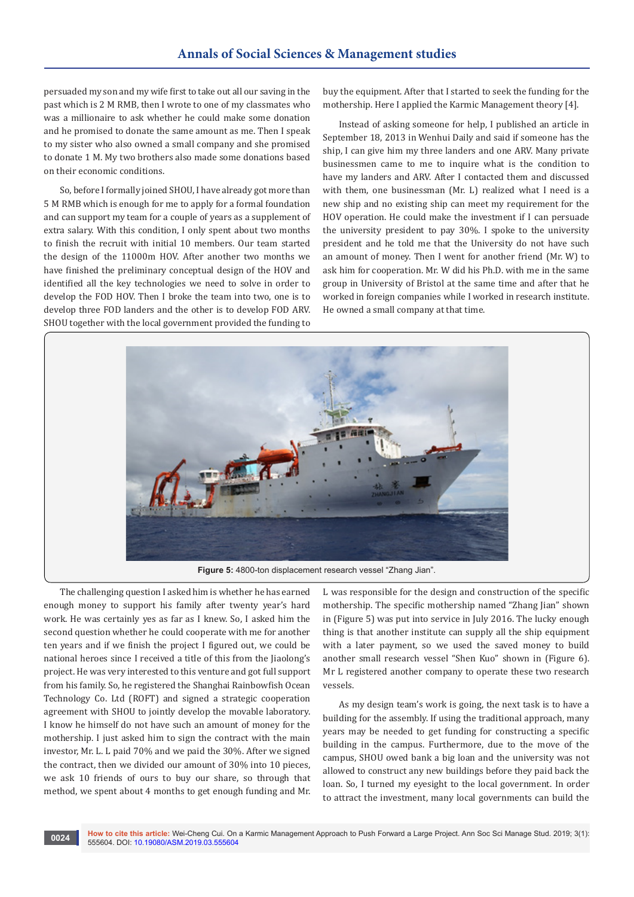persuaded my son and my wife first to take out all our saving in the past which is 2 M RMB, then I wrote to one of my classmates who was a millionaire to ask whether he could make some donation and he promised to donate the same amount as me. Then I speak to my sister who also owned a small company and she promised to donate 1 M. My two brothers also made some donations based on their economic conditions.

So, before I formally joined SHOU, I have already got more than 5 M RMB which is enough for me to apply for a formal foundation and can support my team for a couple of years as a supplement of extra salary. With this condition, I only spent about two months to finish the recruit with initial 10 members. Our team started the design of the 11000m HOV. After another two months we have finished the preliminary conceptual design of the HOV and identified all the key technologies we need to solve in order to develop the FOD HOV. Then I broke the team into two, one is to develop three FOD landers and the other is to develop FOD ARV. SHOU together with the local government provided the funding to buy the equipment. After that I started to seek the funding for the mothership. Here I applied the Karmic Management theory [4].

Instead of asking someone for help, I published an article in September 18, 2013 in Wenhui Daily and said if someone has the ship, I can give him my three landers and one ARV. Many private businessmen came to me to inquire what is the condition to have my landers and ARV. After I contacted them and discussed with them, one businessman (Mr. L) realized what I need is a new ship and no existing ship can meet my requirement for the HOV operation. He could make the investment if I can persuade the university president to pay 30%. I spoke to the university president and he told me that the University do not have such an amount of money. Then I went for another friend (Mr. W) to ask him for cooperation. Mr. W did his Ph.D. with me in the same group in University of Bristol at the same time and after that he worked in foreign companies while I worked in research institute. He owned a small company at that time.

**Figure 5:** 4800-ton displacement research vessel "Zhang Jian".

The challenging question I asked him is whether he has earned enough money to support his family after twenty year's hard work. He was certainly yes as far as I knew. So, I asked him the second question whether he could cooperate with me for another ten years and if we finish the project I figured out, we could be national heroes since I received a title of this from the Jiaolong's project. He was very interested to this venture and got full support from his family. So, he registered the Shanghai Rainbowfish Ocean Technology Co. Ltd (ROFT) and signed a strategic cooperation agreement with SHOU to jointly develop the movable laboratory. I know he himself do not have such an amount of money for the mothership. I just asked him to sign the contract with the main investor, Mr. L. L paid 70% and we paid the 30%. After we signed the contract, then we divided our amount of 30% into 10 pieces, we ask 10 friends of ours to buy our share, so through that method, we spent about 4 months to get enough funding and Mr. L was responsible for the design and construction of the specific mothership. The specific mothership named "Zhang Jian" shown in (Figure 5) was put into service in July 2016. The lucky enough thing is that another institute can supply all the ship equipment with a later payment, so we used the saved money to build another small research vessel "Shen Kuo" shown in (Figure 6). Mr L registered another company to operate these two research vessels.

As my design team's work is going, the next task is to have a building for the assembly. If using the traditional approach, many years may be needed to get funding for constructing a specific building in the campus. Furthermore, due to the move of the campus, SHOU owed bank a big loan and the university was not allowed to construct any new buildings before they paid back the loan. So, I turned my eyesight to the local government. In order to attract the investment, many local governments can build the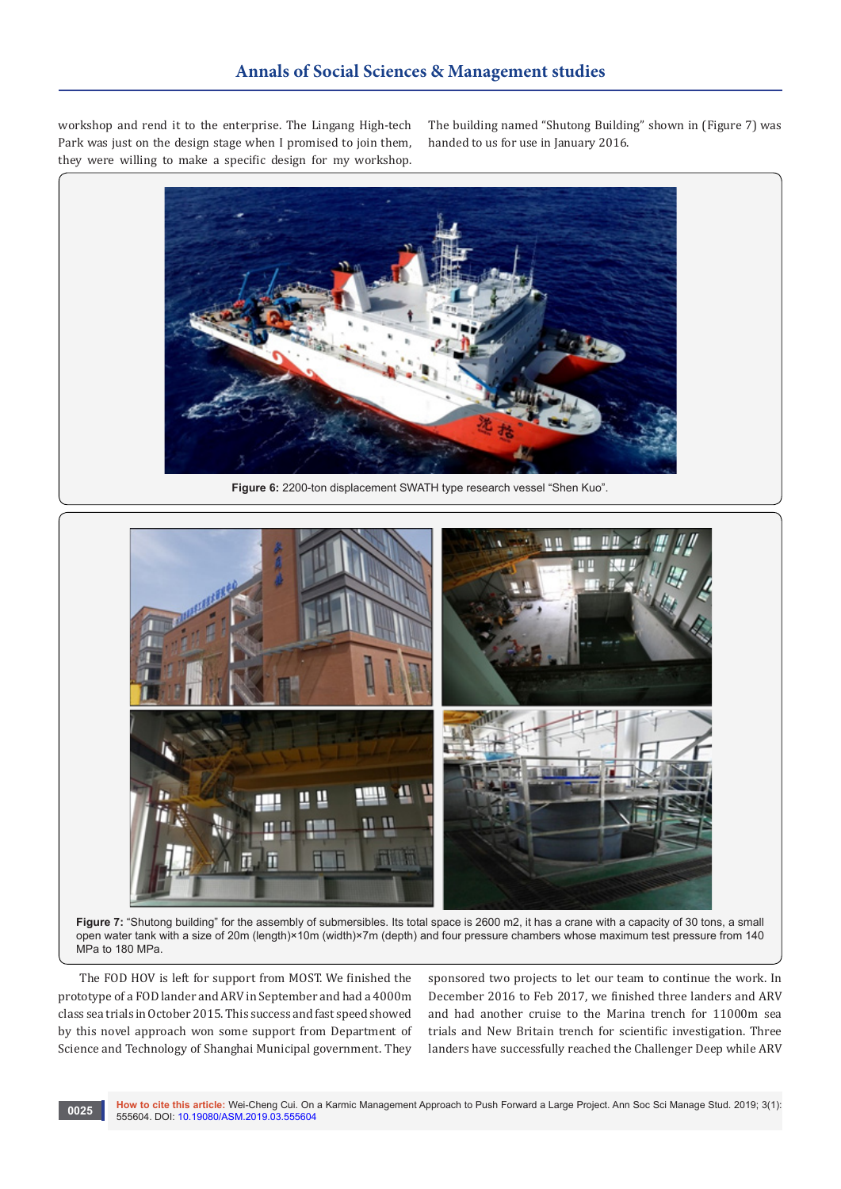workshop and rend it to the enterprise. The Lingang High-tech Park was just on the design stage when I promised to join them, they were willing to make a specific design for my workshop. The building named "Shutong Building" shown in (Figure 7) was handed to us for use in January 2016.

**Figure 6:** 2200-ton displacement SWATH type research vessel "Shen Kuo".

**Figure 7:** "Shutong building" for the assembly of submersibles. Its total space is 2600 m2, it has a crane with a capacity of 30 tons, a small open water tank with a size of 20m (length)×10m (width)×7m (depth) and four pressure chambers whose maximum test pressure from 140 MPa to 180 MPa.

The FOD HOV is left for support from MOST. We finished the prototype of a FOD lander and ARV in September and had a 4000m class sea trials in October 2015. This success and fast speed showed by this novel approach won some support from Department of Science and Technology of Shanghai Municipal government. They sponsored two projects to let our team to continue the work. In December 2016 to Feb 2017, we finished three landers and ARV and had another cruise to the Marina trench for 11000m sea trials and New Britain trench for scientific investigation. Three landers have successfully reached the Challenger Deep while ARV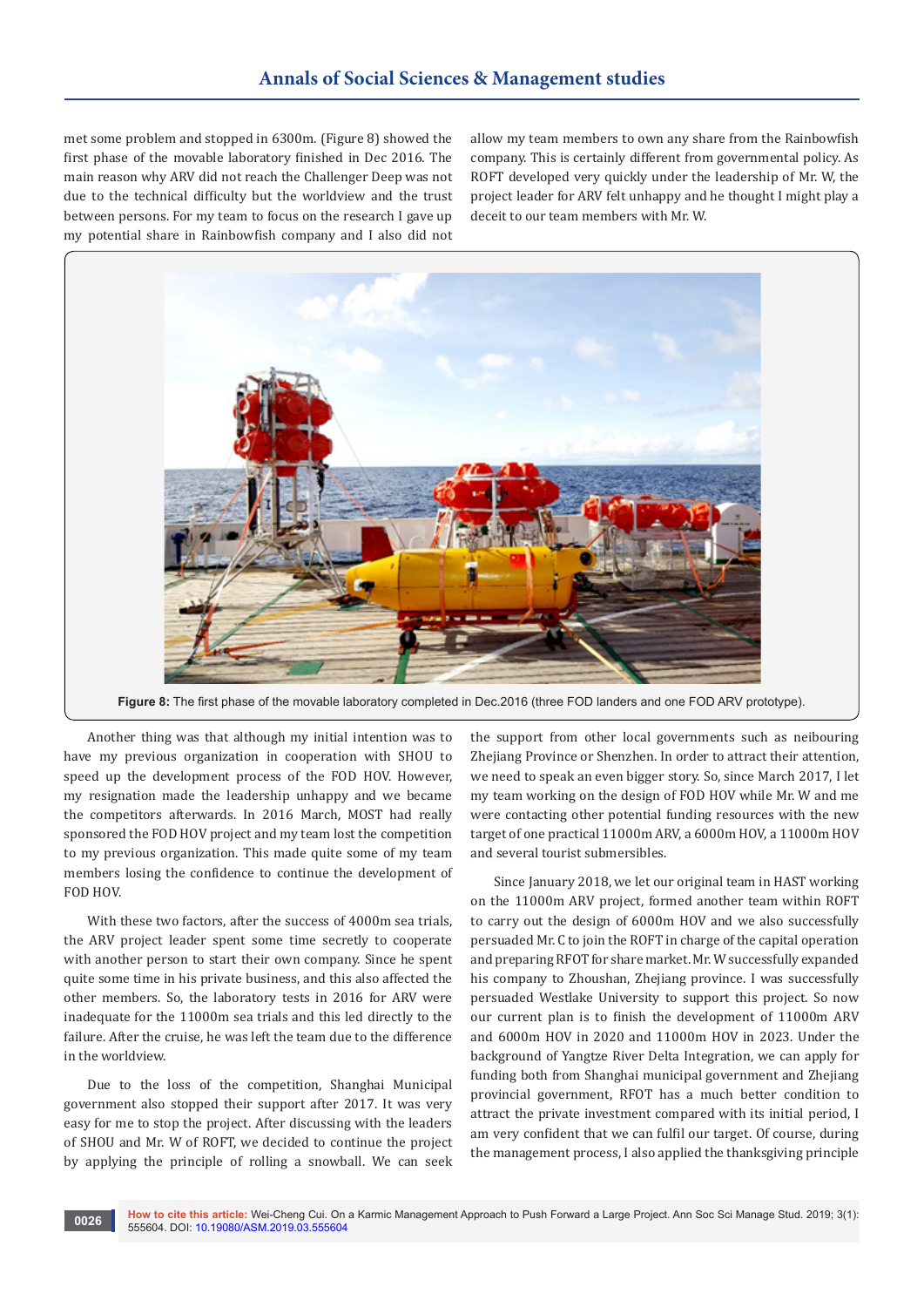met some problem and stopped in 6300m. (Figure 8) showed the first phase of the movable laboratory finished in Dec 2016. The main reason why ARV did not reach the Challenger Deep was not due to the technical difficulty but the worldview and the trust between persons. For my team to focus on the research I gave up my potential share in Rainbowfish company and I also did not allow my team members to own any share from the Rainbowfish company. This is certainly different from governmental policy. As ROFT developed very quickly under the leadership of Mr. W, the project leader for ARV felt unhappy and he thought I might play a deceit to our team members with Mr. W.

**Figure 8:** The first phase of the movable laboratory completed in Dec.2016 (three FOD landers and one FOD ARV prototype).

Another thing was that although my initial intention was to have my previous organization in cooperation with SHOU to speed up the development process of the FOD HOV. However, my resignation made the leadership unhappy and we became the competitors afterwards. In 2016 March, MOST had really sponsored the FOD HOV project and my team lost the competition to my previous organization. This made quite some of my team members losing the confidence to continue the development of FOD HOV.

With these two factors, after the success of 4000m sea trials, the ARV project leader spent some time secretly to cooperate with another person to start their own company. Since he spent quite some time in his private business, and this also affected the other members. So, the laboratory tests in 2016 for ARV were inadequate for the 11000m sea trials and this led directly to the failure. After the cruise, he was left the team due to the difference in the worldview.

Due to the loss of the competition, Shanghai Municipal government also stopped their support after 2017. It was very easy for me to stop the project. After discussing with the leaders of SHOU and Mr. W of ROFT, we decided to continue the project by applying the principle of rolling a snowball. We can seek the support from other local governments such as neibouring Zhejiang Province or Shenzhen. In order to attract their attention, we need to speak an even bigger story. So, since March 2017, I let my team working on the design of FOD HOV while Mr. W and me were contacting other potential funding resources with the new target of one practical 11000m ARV, a 6000m HOV, a 11000m HOV and several tourist submersibles.

Since January 2018, we let our original team in HAST working on the 11000m ARV project, formed another team within ROFT to carry out the design of 6000m HOV and we also successfully persuaded Mr. C to join the ROFT in charge of the capital operation and preparing RFOT for share market. Mr. W successfully expanded his company to Zhoushan, Zhejiang province. I was successfully persuaded Westlake University to support this project. So now our current plan is to finish the development of 11000m ARV and 6000m HOV in 2020 and 11000m HOV in 2023. Under the background of Yangtze River Delta Integration, we can apply for funding both from Shanghai municipal government and Zhejiang provincial government, RFOT has a much better condition to attract the private investment compared with its initial period, I am very confident that we can fulfil our target. Of course, during the management process, I also applied the thanksgiving principle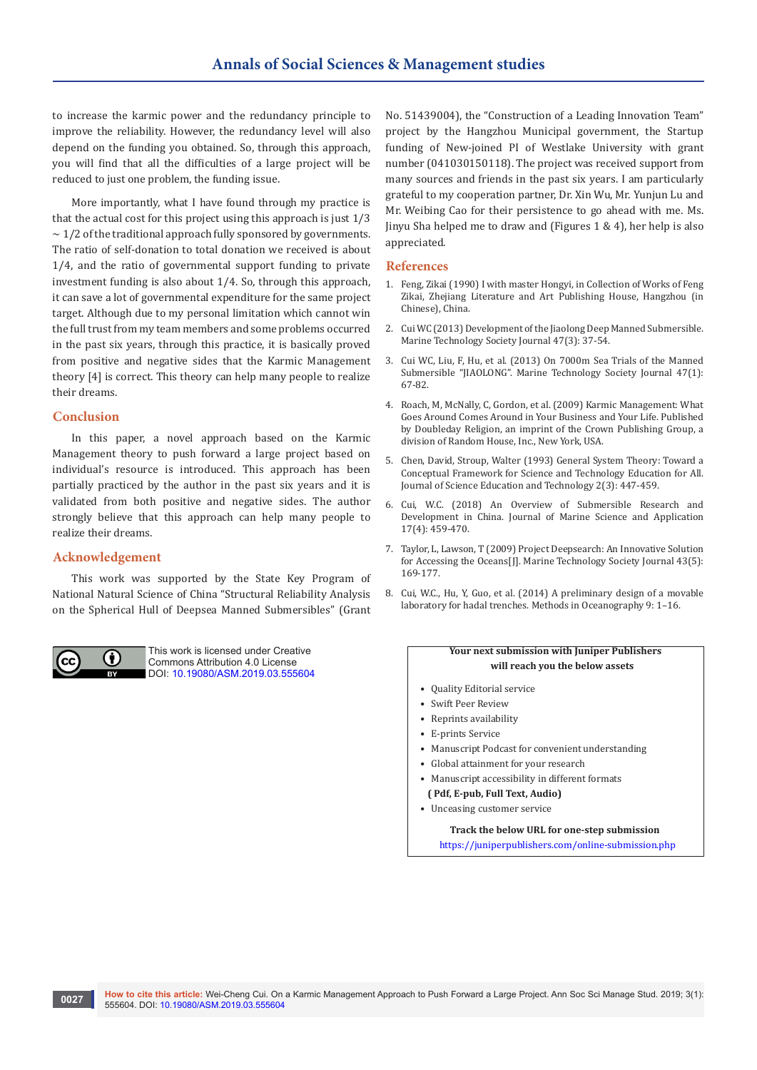to increase the karmic power and the redundancy principle to improve the reliability. However, the redundancy level will also depend on the funding you obtained. So, through this approach, you will find that all the difficulties of a large project will be reduced to just one problem, the funding issue.

More importantly, what I have found through my practice is that the actual cost for this project using this approach is just 1/3 ~ 1/2 of the traditional approach fully sponsored by governments. The ratio of self-donation to total donation we received is about 1/4, and the ratio of governmental support funding to private investment funding is also about 1/4. So, through this approach, it can save a lot of governmental expenditure for the same project target. Although due to my personal limitation which cannot win the full trust from my team members and some problems occurred in the past six years, through this practice, it is basically proved from positive and negative sides that the Karmic Management theory [4] is correct. This theory can help many people to realize their dreams.

## Conclusion

In this paper, a novel approach based on the Karmic Management theory to push forward a large project based on individual's resource is introduced. This approach has been partially practiced by the author in the past six years and it is validated from both positive and negative sides. The author strongly believe that this approach can help many people to realize their dreams.

## Acknowledgement

This work was supported by the State Key Program of National Natural Science of China "Structural Reliability Analysis on the Spherical Hull of Deepsea Manned Submersibles" (Grant No. 51439004), the "Construction of a Leading Innovation Team" project by the Hangzhou Municipal government, the Startup funding of New-joined PI of Westlake University with grant number (041030150118). The project was received support from many sources and friends in the past six years. I am particularly grateful to my cooperation partner, Dr. Xin Wu, Mr. Yunjun Lu and Mr. Weibing Cao for their persistence to go ahead with me. Ms. Jinyu Sha helped me to draw and (Figures 1 & 4), her help is also appreciated.

## References

1. Feng, Zikai (1990) I with master Hongyi, in Collection of Works of Feng Zikai, Zhejiang Literature and Art Publishing House, Hangzhou (in Chinese), China.
2. Cui WC (2013) Development of the Jiaolong Deep Manned Submersible. Marine Technology Society Journal 47(3): 37-54.
3. Cui WC, Liu, F, Hu, et al. (2013) On 7000m Sea Trials of the Manned Submersible "JIAOLONG". Marine Technology Society Journal 47(1): 67-82.
4. Roach, M, McNally, C, Gordon, et al. (2009) Karmic Management: What Goes Around Comes Around in Your Business and Your Life. Published by Doubleday Religion, an imprint of the Crown Publishing Group, a division of Random House, Inc., New York, USA.
5. Chen, David, Stroup, Walter (1993) General System Theory: Toward a Conceptual Framework for Science and Technology Education for All. Journal of Science Education and Technology 2(3): 447-459.
6. Cui, W.C. (2018) An Overview of Submersible Research and Development in China. Journal of Marine Science and Application 17(4): 459-470.
7. Taylor, L, Lawson, T (2009) Project Deepsearch: An Innovative Solution for Accessing the Oceans[J]. Marine Technology Society Journal 43(5): 169-177.
8. Cui, W.C., Hu, Y, Guo, et al. (2014) A preliminary design of a movable laboratory for hadal trenches. Methods in Oceanography 9: 1–16.

This work is licensed under Creative Commons Attribution 4.0 License
DOI: 10.19080/ASM.2019.03.555604

**Your next submission with Juniper Publishers will reach you the below assets**

- Quality Editorial service
- Swift Peer Review
- Reprints availability
- E-prints Service
- Manuscript Podcast for convenient understanding
- Global attainment for your research
- Manuscript accessibility in different formats
  **( Pdf, E-pub, Full Text, Audio)**
- Unceasing customer service

**Track the below URL for one-step submission**
https://juniperpublishers.com/online-submission.php

**How to cite this article:** Wei-Cheng Cui. On a Karmic Management Approach to Push Forward a Large Project. Ann Soc Sci Manage Stud. 2019; 3(1): 555604. DOI: 10.19080/ASM.2019.03.555604